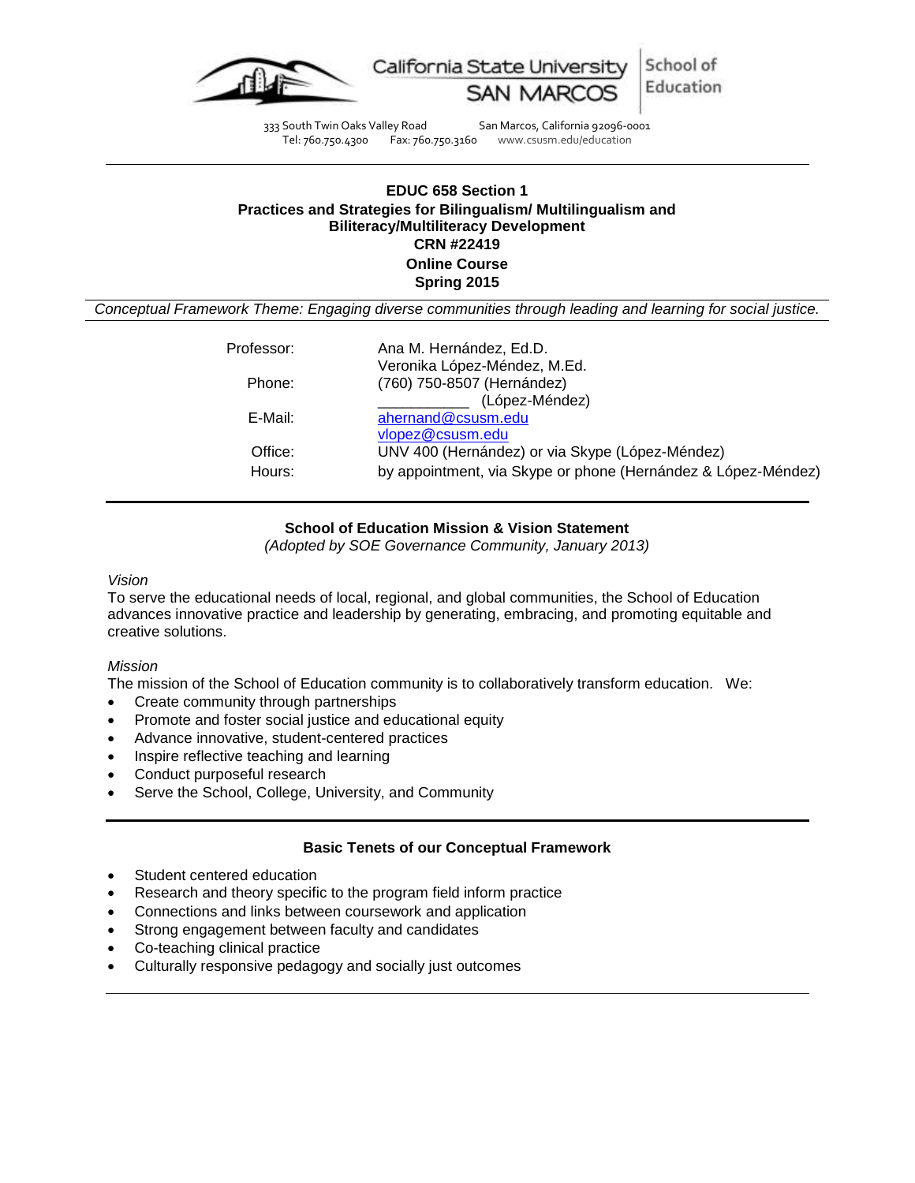California State University SAN MARCOS | School of Education

333 South Twin Oaks Valley Road San Marcos, California 92096-0001
Tel: 760.750.4300 Fax: 760.750.3160 www.csusm.edu/education

---

**EDUC 658 Section 1**
**Practices and Strategies for Bilingualism/ Multilingualism and Biliteracy/Multiliteracy Development**
**CRN #22419**
**Online Course**
**Spring 2015**

*Conceptual Framework Theme: Engaging diverse communities through leading and learning for social justice.*

| | |
|---|---|
| Professor: | Ana M. Hernández, Ed.D.<br>Veronika López-Méndez, M.Ed. |
| Phone: | (760) 750-8507 (Hernández)<br>___________ (López-Méndez) |
| E-Mail: | ahernand@csusm.edu<br>vlopez@csusm.edu |
| Office: | UNV 400 (Hernández) or via Skype (López-Méndez) |
| Hours: | by appointment, via Skype or phone (Hernández & López-Méndez) |

---

**School of Education Mission & Vision Statement**
*(Adopted by SOE Governance Community, January 2013)*

*Vision*
To serve the educational needs of local, regional, and global communities, the School of Education advances innovative practice and leadership by generating, embracing, and promoting equitable and creative solutions.

*Mission*
The mission of the School of Education community is to collaboratively transform education. We:

- Create community through partnerships
- Promote and foster social justice and educational equity
- Advance innovative, student-centered practices
- Inspire reflective teaching and learning
- Conduct purposeful research
- Serve the School, College, University, and Community

---

**Basic Tenets of our Conceptual Framework**

- Student centered education
- Research and theory specific to the program field inform practice
- Connections and links between coursework and application
- Strong engagement between faculty and candidates
- Co-teaching clinical practice
- Culturally responsive pedagogy and socially just outcomes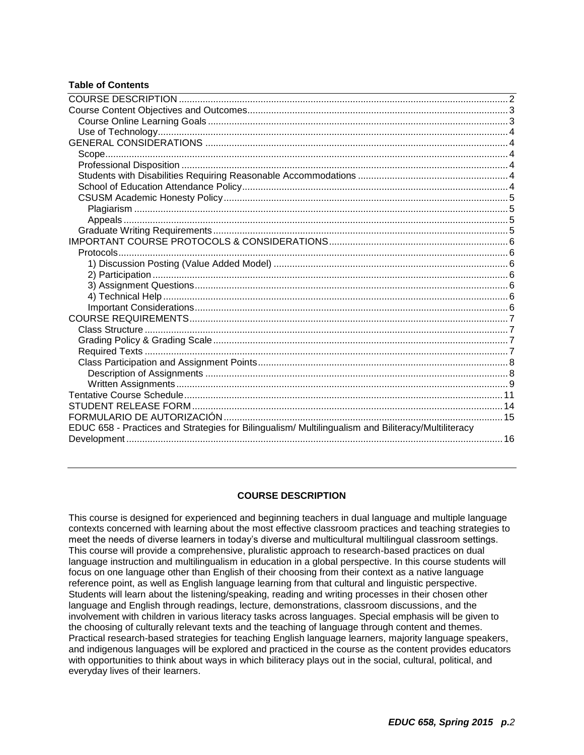**Table of Contents**

- COURSE DESCRIPTION ..... 2
- Course Content Objectives and Outcomes ..... 3
  - Course Online Learning Goals ..... 3
  - Use of Technology ..... 4
- GENERAL CONSIDERATIONS ..... 4
  - Scope ..... 4
  - Professional Disposition ..... 4
  - Students with Disabilities Requiring Reasonable Accommodations ..... 4
  - School of Education Attendance Policy ..... 4
  - CSUSM Academic Honesty Policy ..... 5
    - Plagiarism ..... 5
    - Appeals ..... 5
  - Graduate Writing Requirements ..... 5
- IMPORTANT COURSE PROTOCOLS & CONSIDERATIONS ..... 6
  - Protocols ..... 6
    - 1) Discussion Posting (Value Added Model) ..... 6
    - 2) Participation ..... 6
    - 3) Assignment Questions ..... 6
    - 4) Technical Help ..... 6
    - Important Considerations ..... 6
- COURSE REQUIREMENTS ..... 7
  - Class Structure ..... 7
  - Grading Policy & Grading Scale ..... 7
  - Required Texts ..... 7
  - Class Participation and Assignment Points ..... 8
    - Description of Assignments ..... 8
    - Written Assignments ..... 9
- Tentative Course Schedule ..... 11
- STUDENT RELEASE FORM ..... 14
- FORMULARIO DE AUTORIZACIÓN ..... 15
- EDUC 658 - Practices and Strategies for Bilingualism/ Multilingualism and Biliteracy/Multiliteracy Development ..... 16

---

## COURSE DESCRIPTION

This course is designed for experienced and beginning teachers in dual language and multiple language contexts concerned with learning about the most effective classroom practices and teaching strategies to meet the needs of diverse learners in today's diverse and multicultural multilingual classroom settings. This course will provide a comprehensive, pluralistic approach to research-based practices on dual language instruction and multilingualism in education in a global perspective. In this course students will focus on one language other than English of their choosing from their context as a native language reference point, as well as English language learning from that cultural and linguistic perspective. Students will learn about the listening/speaking, reading and writing processes in their chosen other language and English through readings, lecture, demonstrations, classroom discussions, and the involvement with children in various literacy tasks across languages. Special emphasis will be given to the choosing of culturally relevant texts and the teaching of language through content and themes. Practical research-based strategies for teaching English language learners, majority language speakers, and indigenous languages will be explored and practiced in the course as the content provides educators with opportunities to think about ways in which biliteracy plays out in the social, cultural, political, and everyday lives of their learners.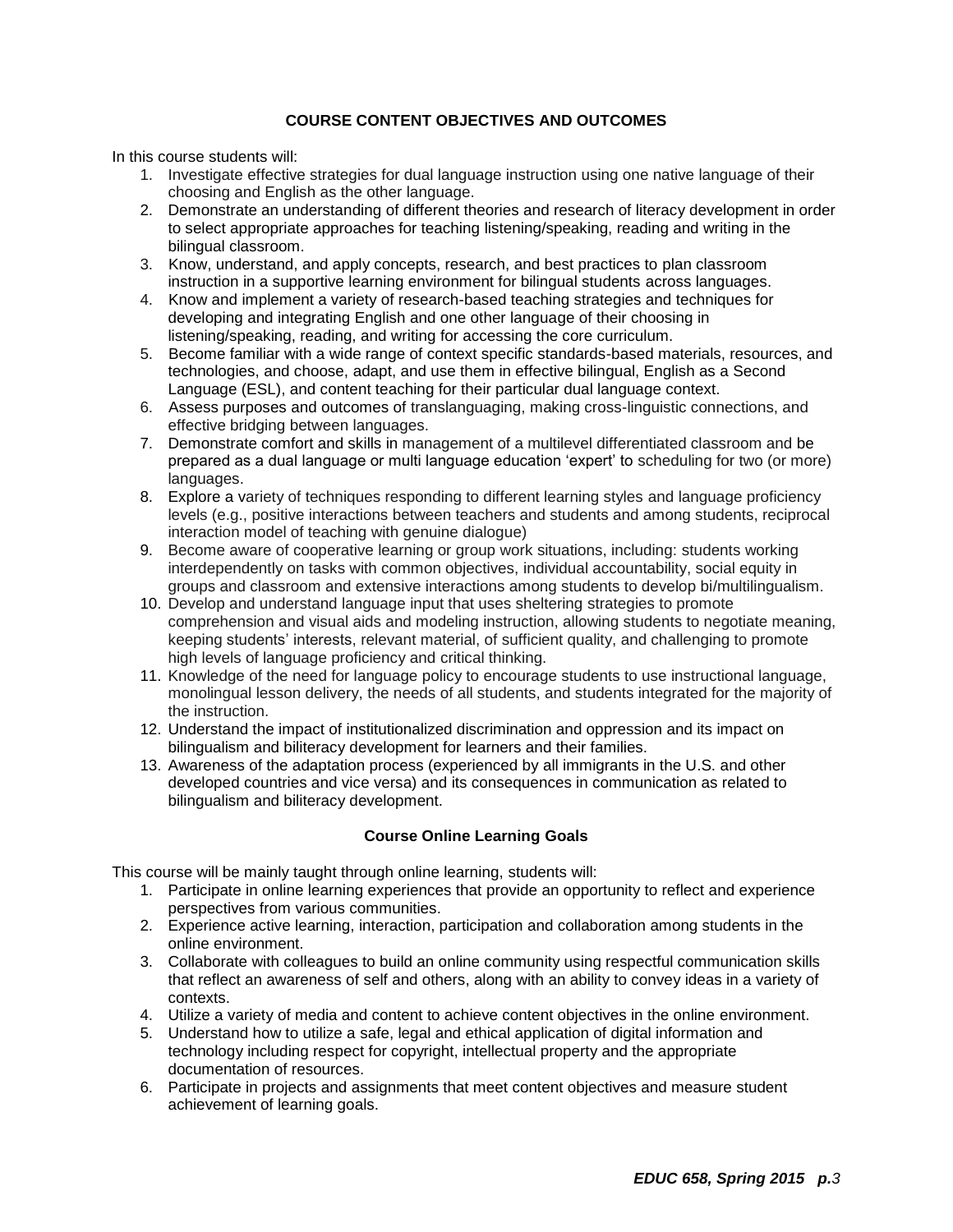## COURSE CONTENT OBJECTIVES AND OUTCOMES

In this course students will:

1. Investigate effective strategies for dual language instruction using one native language of their choosing and English as the other language.
2. Demonstrate an understanding of different theories and research of literacy development in order to select appropriate approaches for teaching listening/speaking, reading and writing in the bilingual classroom.
3. Know, understand, and apply concepts, research, and best practices to plan classroom instruction in a supportive learning environment for bilingual students across languages.
4. Know and implement a variety of research-based teaching strategies and techniques for developing and integrating English and one other language of their choosing in listening/speaking, reading, and writing for accessing the core curriculum.
5. Become familiar with a wide range of context specific standards-based materials, resources, and technologies, and choose, adapt, and use them in effective bilingual, English as a Second Language (ESL), and content teaching for their particular dual language context.
6. Assess purposes and outcomes of translanguaging, making cross-linguistic connections, and effective bridging between languages.
7. Demonstrate comfort and skills in management of a multilevel differentiated classroom and be prepared as a dual language or multi language education 'expert' to scheduling for two (or more) languages.
8. Explore a variety of techniques responding to different learning styles and language proficiency levels (e.g., positive interactions between teachers and students and among students, reciprocal interaction model of teaching with genuine dialogue)
9. Become aware of cooperative learning or group work situations, including: students working interdependently on tasks with common objectives, individual accountability, social equity in groups and classroom and extensive interactions among students to develop bi/multilingualism.
10. Develop and understand language input that uses sheltering strategies to promote comprehension and visual aids and modeling instruction, allowing students to negotiate meaning, keeping students' interests, relevant material, of sufficient quality, and challenging to promote high levels of language proficiency and critical thinking.
11. Knowledge of the need for language policy to encourage students to use instructional language, monolingual lesson delivery, the needs of all students, and students integrated for the majority of the instruction.
12. Understand the impact of institutionalized discrimination and oppression and its impact on bilingualism and biliteracy development for learners and their families.
13. Awareness of the adaptation process (experienced by all immigrants in the U.S. and other developed countries and vice versa) and its consequences in communication as related to bilingualism and biliteracy development.

### Course Online Learning Goals

This course will be mainly taught through online learning, students will:

1. Participate in online learning experiences that provide an opportunity to reflect and experience perspectives from various communities.
2. Experience active learning, interaction, participation and collaboration among students in the online environment.
3. Collaborate with colleagues to build an online community using respectful communication skills that reflect an awareness of self and others, along with an ability to convey ideas in a variety of contexts.
4. Utilize a variety of media and content to achieve content objectives in the online environment.
5. Understand how to utilize a safe, legal and ethical application of digital information and technology including respect for copyright, intellectual property and the appropriate documentation of resources.
6. Participate in projects and assignments that meet content objectives and measure student achievement of learning goals.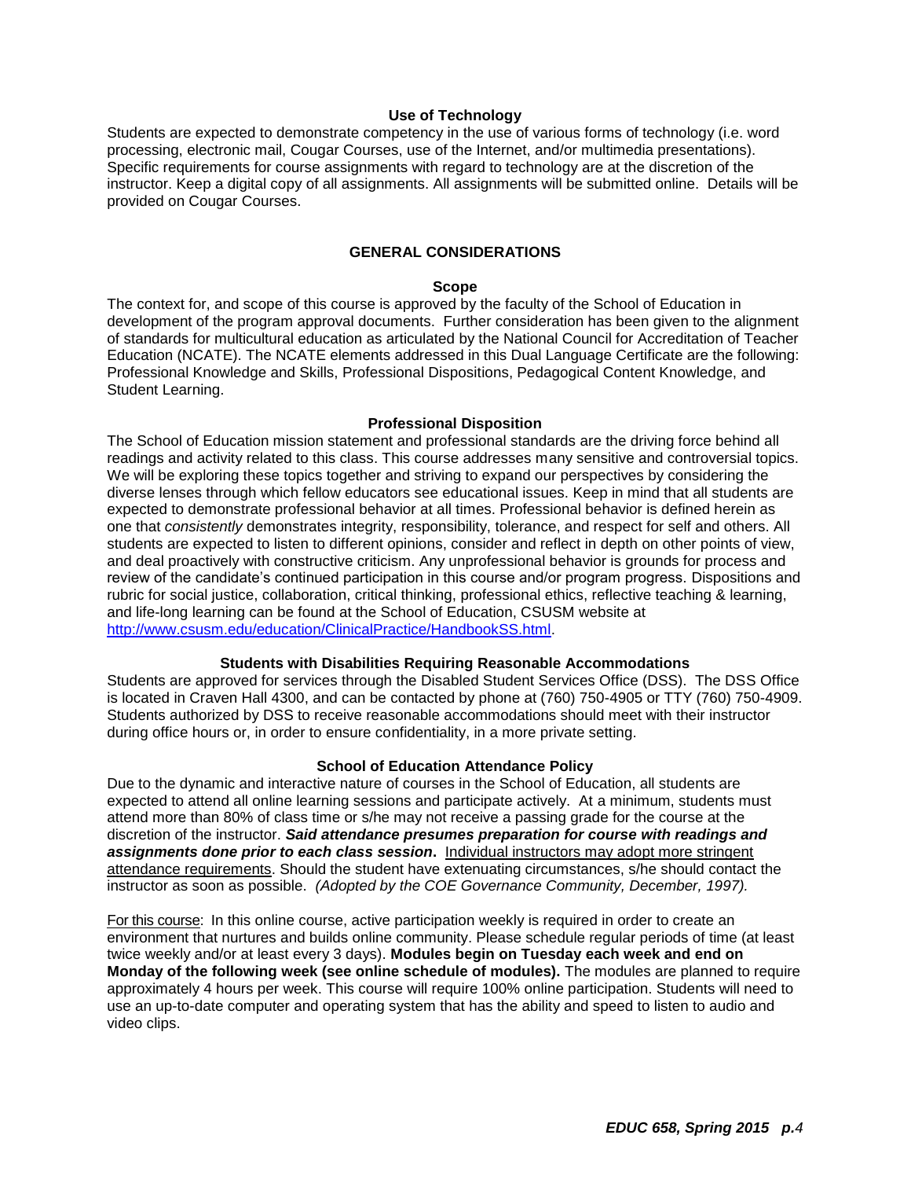### Use of Technology

Students are expected to demonstrate competency in the use of various forms of technology (i.e. word processing, electronic mail, Cougar Courses, use of the Internet, and/or multimedia presentations). Specific requirements for course assignments with regard to technology are at the discretion of the instructor. Keep a digital copy of all assignments. All assignments will be submitted online. Details will be provided on Cougar Courses.

## GENERAL CONSIDERATIONS

### Scope

The context for, and scope of this course is approved by the faculty of the School of Education in development of the program approval documents. Further consideration has been given to the alignment of standards for multicultural education as articulated by the National Council for Accreditation of Teacher Education (NCATE). The NCATE elements addressed in this Dual Language Certificate are the following: Professional Knowledge and Skills, Professional Dispositions, Pedagogical Content Knowledge, and Student Learning.

### Professional Disposition

The School of Education mission statement and professional standards are the driving force behind all readings and activity related to this class. This course addresses many sensitive and controversial topics. We will be exploring these topics together and striving to expand our perspectives by considering the diverse lenses through which fellow educators see educational issues. Keep in mind that all students are expected to demonstrate professional behavior at all times. Professional behavior is defined herein as one that *consistently* demonstrates integrity, responsibility, tolerance, and respect for self and others. All students are expected to listen to different opinions, consider and reflect in depth on other points of view, and deal proactively with constructive criticism. Any unprofessional behavior is grounds for process and review of the candidate's continued participation in this course and/or program progress. Dispositions and rubric for social justice, collaboration, critical thinking, professional ethics, reflective teaching & learning, and life-long learning can be found at the School of Education, CSUSM website at http://www.csusm.edu/education/ClinicalPractice/HandbookSS.html.

### Students with Disabilities Requiring Reasonable Accommodations

Students are approved for services through the Disabled Student Services Office (DSS). The DSS Office is located in Craven Hall 4300, and can be contacted by phone at (760) 750-4905 or TTY (760) 750-4909. Students authorized by DSS to receive reasonable accommodations should meet with their instructor during office hours or, in order to ensure confidentiality, in a more private setting.

### School of Education Attendance Policy

Due to the dynamic and interactive nature of courses in the School of Education, all students are expected to attend all online learning sessions and participate actively. At a minimum, students must attend more than 80% of class time or s/he may not receive a passing grade for the course at the discretion of the instructor. ***Said attendance presumes preparation for course with readings and assignments done prior to each class session*.** Individual instructors may adopt more stringent attendance requirements. Should the student have extenuating circumstances, s/he should contact the instructor as soon as possible. *(Adopted by the COE Governance Community, December, 1997).*

For this course: In this online course, active participation weekly is required in order to create an environment that nurtures and builds online community. Please schedule regular periods of time (at least twice weekly and/or at least every 3 days). **Modules begin on Tuesday each week and end on Monday of the following week (see online schedule of modules).** The modules are planned to require approximately 4 hours per week. This course will require 100% online participation. Students will need to use an up-to-date computer and operating system that has the ability and speed to listen to audio and video clips.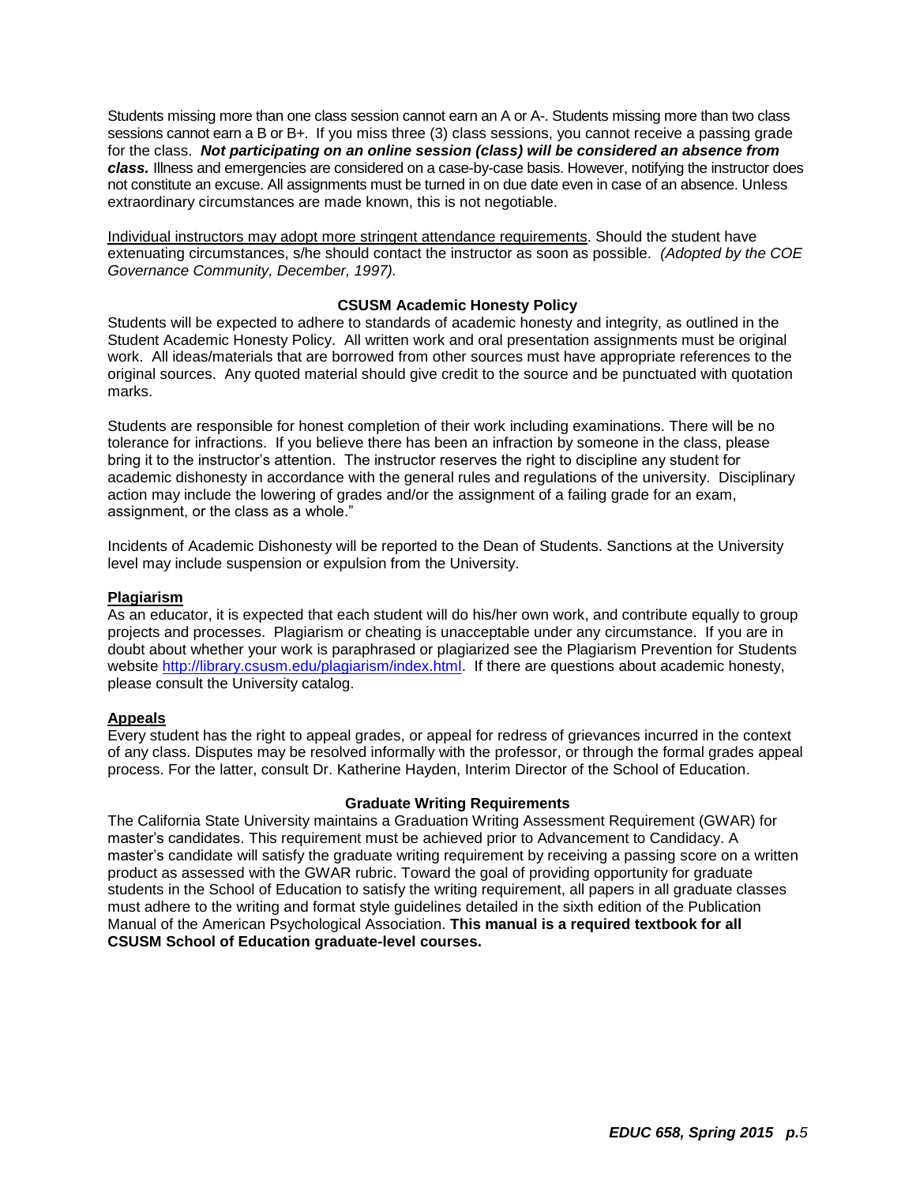Students missing more than one class session cannot earn an A or A-. Students missing more than two class sessions cannot earn a B or B+. If you miss three (3) class sessions, you cannot receive a passing grade for the class. ***Not participating on an online session (class) will be considered an absence from class.*** Illness and emergencies are considered on a case-by-case basis. However, notifying the instructor does not constitute an excuse. All assignments must be turned in on due date even in case of an absence. Unless extraordinary circumstances are made known, this is not negotiable.

Individual instructors may adopt more stringent attendance requirements. Should the student have extenuating circumstances, s/he should contact the instructor as soon as possible. *(Adopted by the COE Governance Community, December, 1997).*

### CSUSM Academic Honesty Policy

Students will be expected to adhere to standards of academic honesty and integrity, as outlined in the Student Academic Honesty Policy. All written work and oral presentation assignments must be original work. All ideas/materials that are borrowed from other sources must have appropriate references to the original sources. Any quoted material should give credit to the source and be punctuated with quotation marks.

Students are responsible for honest completion of their work including examinations. There will be no tolerance for infractions. If you believe there has been an infraction by someone in the class, please bring it to the instructor's attention. The instructor reserves the right to discipline any student for academic dishonesty in accordance with the general rules and regulations of the university. Disciplinary action may include the lowering of grades and/or the assignment of a failing grade for an exam, assignment, or the class as a whole."

Incidents of Academic Dishonesty will be reported to the Dean of Students. Sanctions at the University level may include suspension or expulsion from the University.

#### Plagiarism

As an educator, it is expected that each student will do his/her own work, and contribute equally to group projects and processes. Plagiarism or cheating is unacceptable under any circumstance. If you are in doubt about whether your work is paraphrased or plagiarized see the Plagiarism Prevention for Students website http://library.csusm.edu/plagiarism/index.html. If there are questions about academic honesty, please consult the University catalog.

#### Appeals

Every student has the right to appeal grades, or appeal for redress of grievances incurred in the context of any class. Disputes may be resolved informally with the professor, or through the formal grades appeal process. For the latter, consult Dr. Katherine Hayden, Interim Director of the School of Education.

### Graduate Writing Requirements

The California State University maintains a Graduation Writing Assessment Requirement (GWAR) for master's candidates. This requirement must be achieved prior to Advancement to Candidacy. A master's candidate will satisfy the graduate writing requirement by receiving a passing score on a written product as assessed with the GWAR rubric. Toward the goal of providing opportunity for graduate students in the School of Education to satisfy the writing requirement, all papers in all graduate classes must adhere to the writing and format style guidelines detailed in the sixth edition of the Publication Manual of the American Psychological Association. **This manual is a required textbook for all CSUSM School of Education graduate-level courses.**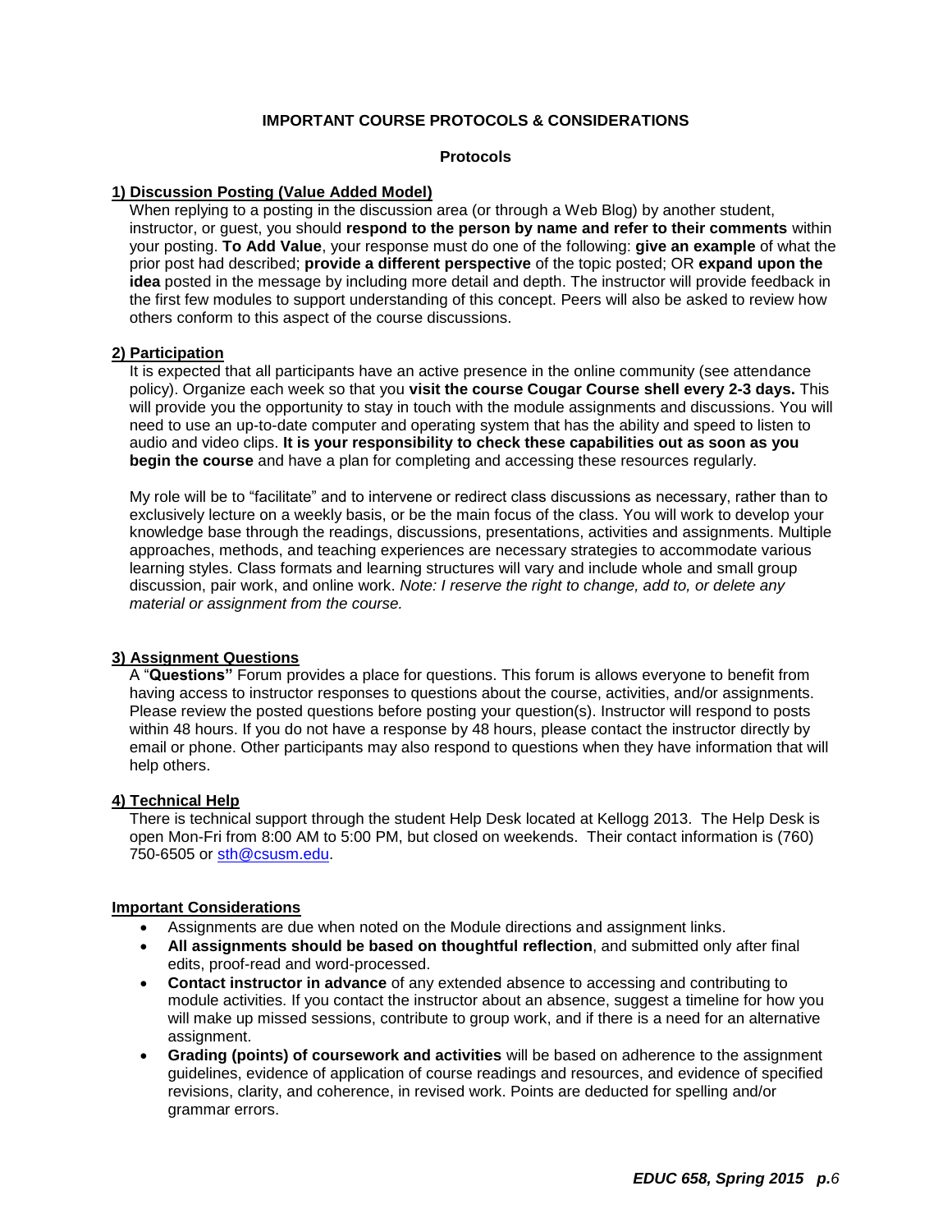## IMPORTANT COURSE PROTOCOLS & CONSIDERATIONS

### Protocols

**1) Discussion Posting (Value Added Model)**

When replying to a posting in the discussion area (or through a Web Blog) by another student, instructor, or guest, you should **respond to the person by name and refer to their comments** within your posting. **To Add Value**, your response must do one of the following: **give an example** of what the prior post had described; **provide a different perspective** of the topic posted; OR **expand upon the idea** posted in the message by including more detail and depth. The instructor will provide feedback in the first few modules to support understanding of this concept. Peers will also be asked to review how others conform to this aspect of the course discussions.

**2) Participation**

It is expected that all participants have an active presence in the online community (see attendance policy). Organize each week so that you **visit the course Cougar Course shell every 2-3 days.** This will provide you the opportunity to stay in touch with the module assignments and discussions. You will need to use an up-to-date computer and operating system that has the ability and speed to listen to audio and video clips. **It is your responsibility to check these capabilities out as soon as you begin the course** and have a plan for completing and accessing these resources regularly.

My role will be to "facilitate" and to intervene or redirect class discussions as necessary, rather than to exclusively lecture on a weekly basis, or be the main focus of the class. You will work to develop your knowledge base through the readings, discussions, presentations, activities and assignments. Multiple approaches, methods, and teaching experiences are necessary strategies to accommodate various learning styles. Class formats and learning structures will vary and include whole and small group discussion, pair work, and online work. *Note: I reserve the right to change, add to, or delete any material or assignment from the course.*

**3) Assignment Questions**

A "**Questions"** Forum provides a place for questions. This forum is allows everyone to benefit from having access to instructor responses to questions about the course, activities, and/or assignments. Please review the posted questions before posting your question(s). Instructor will respond to posts within 48 hours. If you do not have a response by 48 hours, please contact the instructor directly by email or phone. Other participants may also respond to questions when they have information that will help others.

**4) Technical Help**

There is technical support through the student Help Desk located at Kellogg 2013. The Help Desk is open Mon-Fri from 8:00 AM to 5:00 PM, but closed on weekends. Their contact information is (760) 750-6505 or sth@csusm.edu.

**Important Considerations**

- Assignments are due when noted on the Module directions and assignment links.
- **All assignments should be based on thoughtful reflection**, and submitted only after final edits, proof-read and word-processed.
- **Contact instructor in advance** of any extended absence to accessing and contributing to module activities. If you contact the instructor about an absence, suggest a timeline for how you will make up missed sessions, contribute to group work, and if there is a need for an alternative assignment.
- **Grading (points) of coursework and activities** will be based on adherence to the assignment guidelines, evidence of application of course readings and resources, and evidence of specified revisions, clarity, and coherence, in revised work. Points are deducted for spelling and/or grammar errors.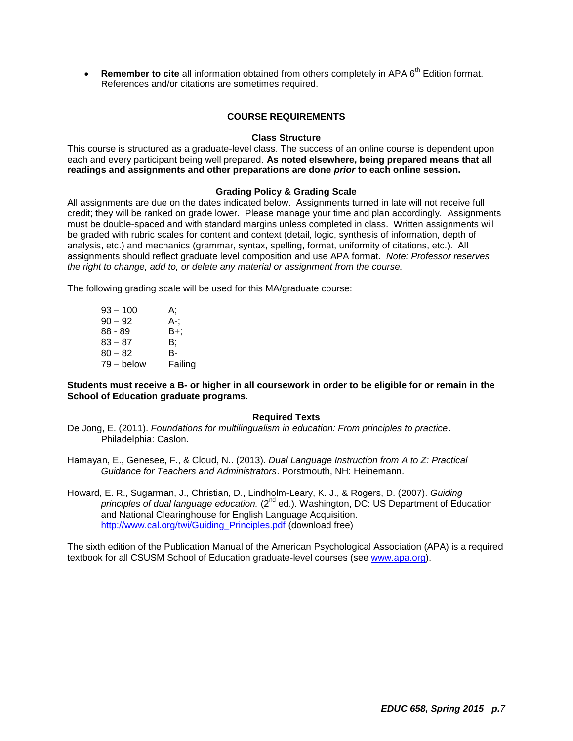- **Remember to cite** all information obtained from others completely in APA 6th Edition format. References and/or citations are sometimes required.

## COURSE REQUIREMENTS

### Class Structure

This course is structured as a graduate-level class. The success of an online course is dependent upon each and every participant being well prepared. **As noted elsewhere, being prepared means that all readings and assignments and other preparations are done *prior* to each online session.**

### Grading Policy & Grading Scale

All assignments are due on the dates indicated below. Assignments turned in late will not receive full credit; they will be ranked on grade lower. Please manage your time and plan accordingly. Assignments must be double-spaced and with standard margins unless completed in class. Written assignments will be graded with rubric scales for content and context (detail, logic, synthesis of information, depth of analysis, etc.) and mechanics (grammar, syntax, spelling, format, uniformity of citations, etc.). All assignments should reflect graduate level composition and use APA format. *Note: Professor reserves the right to change, add to, or delete any material or assignment from the course.*

The following grading scale will be used for this MA/graduate course:

| | |
|---|---|
| 93 – 100 | A; |
| 90 – 92 | A-; |
| 88 - 89 | B+; |
| 83 – 87 | B; |
| 80 – 82 | B- |
| 79 – below | Failing |

**Students must receive a B- or higher in all coursework in order to be eligible for or remain in the School of Education graduate programs.**

### Required Texts

De Jong, E. (2011). *Foundations for multilingualism in education: From principles to practice*. Philadelphia: Caslon.

Hamayan, E., Genesee, F., & Cloud, N.. (2013). *Dual Language Instruction from A to Z: Practical Guidance for Teachers and Administrators*. Porstmouth, NH: Heinemann.

Howard, E. R., Sugarman, J., Christian, D., Lindholm-Leary, K. J., & Rogers, D. (2007). *Guiding principles of dual language education.* (2nd ed.). Washington, DC: US Department of Education and National Clearinghouse for English Language Acquisition. http://www.cal.org/twi/Guiding_Principles.pdf (download free)

The sixth edition of the Publication Manual of the American Psychological Association (APA) is a required textbook for all CSUSM School of Education graduate-level courses (see www.apa.org).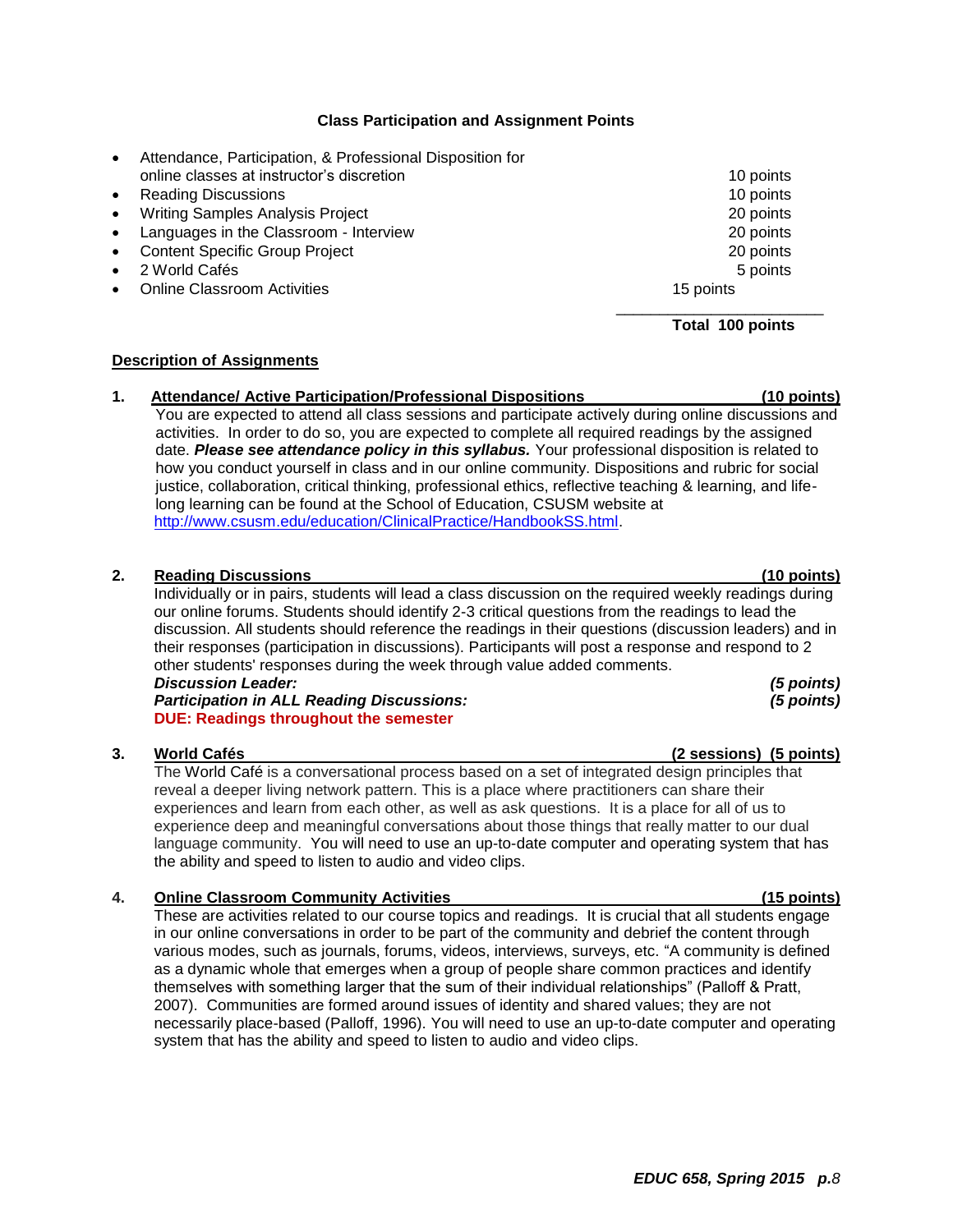### Class Participation and Assignment Points

| Assignment | Points |
|---|---|
| Attendance, Participation, & Professional Disposition for online classes at instructor's discretion | 10 points |
| Reading Discussions | 10 points |
| Writing Samples Analysis Project | 20 points |
| Languages in the Classroom - Interview | 20 points |
| Content Specific Group Project | 20 points |
| 2 World Cafés | 5 points |
| Online Classroom Activities | 15 points |
| **Total** | **100 points** |

## Description of Assignments

**1. Attendance/ Active Participation/Professional Dispositions (10 points)**

You are expected to attend all class sessions and participate actively during online discussions and activities. In order to do so, you are expected to complete all required readings by the assigned date. ***Please see attendance policy in this syllabus.*** Your professional disposition is related to how you conduct yourself in class and in our online community. Dispositions and rubric for social justice, collaboration, critical thinking, professional ethics, reflective teaching & learning, and life-long learning can be found at the School of Education, CSUSM website at http://www.csusm.edu/education/ClinicalPractice/HandbookSS.html.

**2. Reading Discussions (10 points)**

Individually or in pairs, students will lead a class discussion on the required weekly readings during our online forums. Students should identify 2-3 critical questions from the readings to lead the discussion. All students should reference the readings in their questions (discussion leaders) and in their responses (participation in discussions). Participants will post a response and respond to 2 other students' responses during the week through value added comments.

***Discussion Leader:*** ***(5 points)***
***Participation in ALL Reading Discussions:*** ***(5 points)***
**DUE: Readings throughout the semester**

**3. World Cafés (2 sessions) (5 points)**

The World Café is a conversational process based on a set of integrated design principles that reveal a deeper living network pattern. This is a place where practitioners can share their experiences and learn from each other, as well as ask questions. It is a place for all of us to experience deep and meaningful conversations about those things that really matter to our dual language community. You will need to use an up-to-date computer and operating system that has the ability and speed to listen to audio and video clips.

**4. Online Classroom Community Activities (15 points)**

These are activities related to our course topics and readings. It is crucial that all students engage in our online conversations in order to be part of the community and debrief the content through various modes, such as journals, forums, videos, interviews, surveys, etc. "A community is defined as a dynamic whole that emerges when a group of people share common practices and identify themselves with something larger that the sum of their individual relationships" (Palloff & Pratt, 2007). Communities are formed around issues of identity and shared values; they are not necessarily place-based (Palloff, 1996). You will need to use an up-to-date computer and operating system that has the ability and speed to listen to audio and video clips.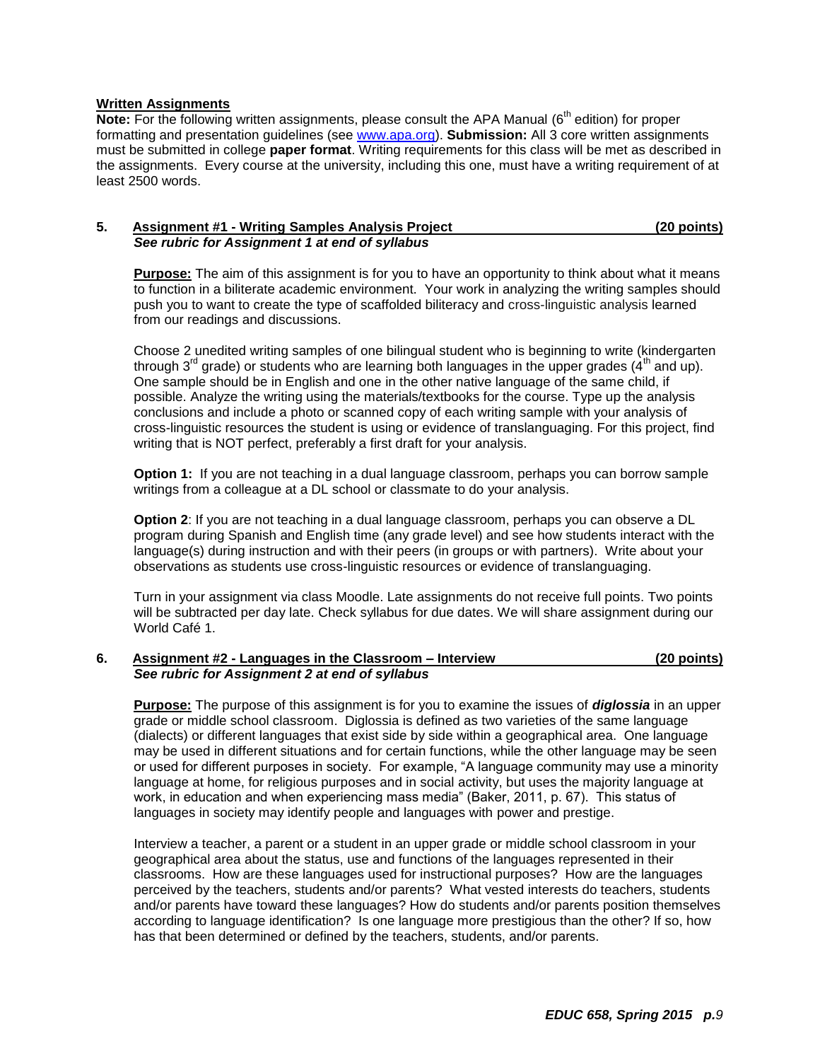**Written Assignments**

**Note:** For the following written assignments, please consult the APA Manual (6th edition) for proper formatting and presentation guidelines (see www.apa.org). **Submission:** All 3 core written assignments must be submitted in college **paper format**. Writing requirements for this class will be met as described in the assignments. Every course at the university, including this one, must have a writing requirement of at least 2500 words.

**5. Assignment #1 - Writing Samples Analysis Project (20 points)**

***See rubric for Assignment 1 at end of syllabus***

**Purpose:** The aim of this assignment is for you to have an opportunity to think about what it means to function in a biliterate academic environment. Your work in analyzing the writing samples should push you to want to create the type of scaffolded biliteracy and cross-linguistic analysis learned from our readings and discussions.

Choose 2 unedited writing samples of one bilingual student who is beginning to write (kindergarten through 3rd grade) or students who are learning both languages in the upper grades (4th and up). One sample should be in English and one in the other native language of the same child, if possible. Analyze the writing using the materials/textbooks for the course. Type up the analysis conclusions and include a photo or scanned copy of each writing sample with your analysis of cross-linguistic resources the student is using or evidence of translanguaging. For this project, find writing that is NOT perfect, preferably a first draft for your analysis.

**Option 1:** If you are not teaching in a dual language classroom, perhaps you can borrow sample writings from a colleague at a DL school or classmate to do your analysis.

**Option 2**: If you are not teaching in a dual language classroom, perhaps you can observe a DL program during Spanish and English time (any grade level) and see how students interact with the language(s) during instruction and with their peers (in groups or with partners). Write about your observations as students use cross-linguistic resources or evidence of translanguaging.

Turn in your assignment via class Moodle. Late assignments do not receive full points. Two points will be subtracted per day late. Check syllabus for due dates. We will share assignment during our World Café 1.

**6. Assignment #2 - Languages in the Classroom – Interview (20 points)**

***See rubric for Assignment 2 at end of syllabus***

**Purpose:** The purpose of this assignment is for you to examine the issues of ***diglossia*** in an upper grade or middle school classroom. Diglossia is defined as two varieties of the same language (dialects) or different languages that exist side by side within a geographical area. One language may be used in different situations and for certain functions, while the other language may be seen or used for different purposes in society. For example, "A language community may use a minority language at home, for religious purposes and in social activity, but uses the majority language at work, in education and when experiencing mass media" (Baker, 2011, p. 67). This status of languages in society may identify people and languages with power and prestige.

Interview a teacher, a parent or a student in an upper grade or middle school classroom in your geographical area about the status, use and functions of the languages represented in their classrooms. How are these languages used for instructional purposes? How are the languages perceived by the teachers, students and/or parents? What vested interests do teachers, students and/or parents have toward these languages? How do students and/or parents position themselves according to language identification? Is one language more prestigious than the other? If so, how has that been determined or defined by the teachers, students, and/or parents.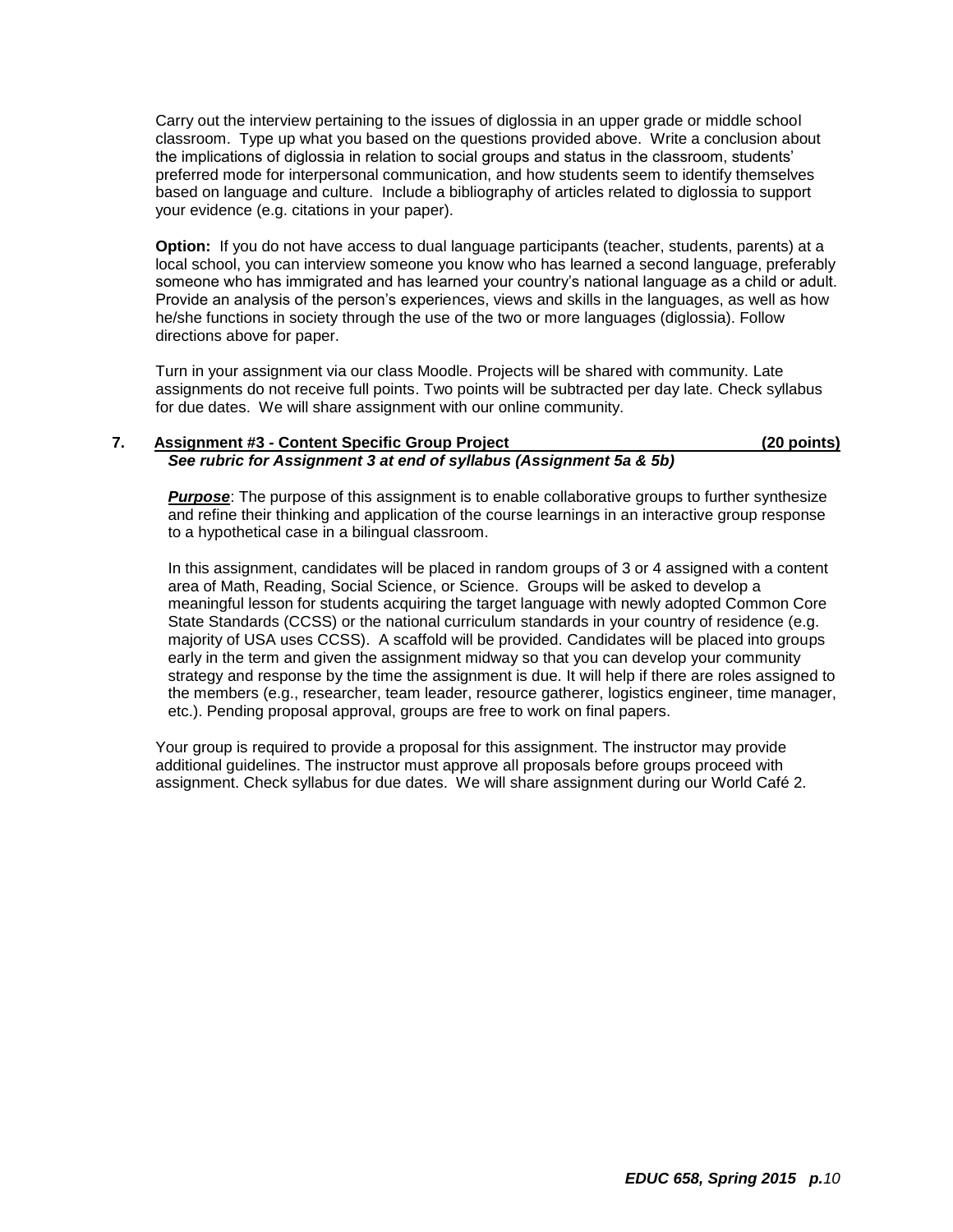Carry out the interview pertaining to the issues of diglossia in an upper grade or middle school classroom. Type up what you based on the questions provided above. Write a conclusion about the implications of diglossia in relation to social groups and status in the classroom, students' preferred mode for interpersonal communication, and how students seem to identify themselves based on language and culture. Include a bibliography of articles related to diglossia to support your evidence (e.g. citations in your paper).

**Option:** If you do not have access to dual language participants (teacher, students, parents) at a local school, you can interview someone you know who has learned a second language, preferably someone who has immigrated and has learned your country's national language as a child or adult. Provide an analysis of the person's experiences, views and skills in the languages, as well as how he/she functions in society through the use of the two or more languages (diglossia). Follow directions above for paper.

Turn in your assignment via our class Moodle. Projects will be shared with community. Late assignments do not receive full points. Two points will be subtracted per day late. Check syllabus for due dates. We will share assignment with our online community.

**7. Assignment #3 - Content Specific Group Project (20 points)**

***See rubric for Assignment 3 at end of syllabus (Assignment 5a & 5b)***

***Purpose***: The purpose of this assignment is to enable collaborative groups to further synthesize and refine their thinking and application of the course learnings in an interactive group response to a hypothetical case in a bilingual classroom.

In this assignment, candidates will be placed in random groups of 3 or 4 assigned with a content area of Math, Reading, Social Science, or Science. Groups will be asked to develop a meaningful lesson for students acquiring the target language with newly adopted Common Core State Standards (CCSS) or the national curriculum standards in your country of residence (e.g. majority of USA uses CCSS). A scaffold will be provided. Candidates will be placed into groups early in the term and given the assignment midway so that you can develop your community strategy and response by the time the assignment is due. It will help if there are roles assigned to the members (e.g., researcher, team leader, resource gatherer, logistics engineer, time manager, etc.). Pending proposal approval, groups are free to work on final papers.

Your group is required to provide a proposal for this assignment. The instructor may provide additional guidelines. The instructor must approve all proposals before groups proceed with assignment. Check syllabus for due dates. We will share assignment during our World Café 2.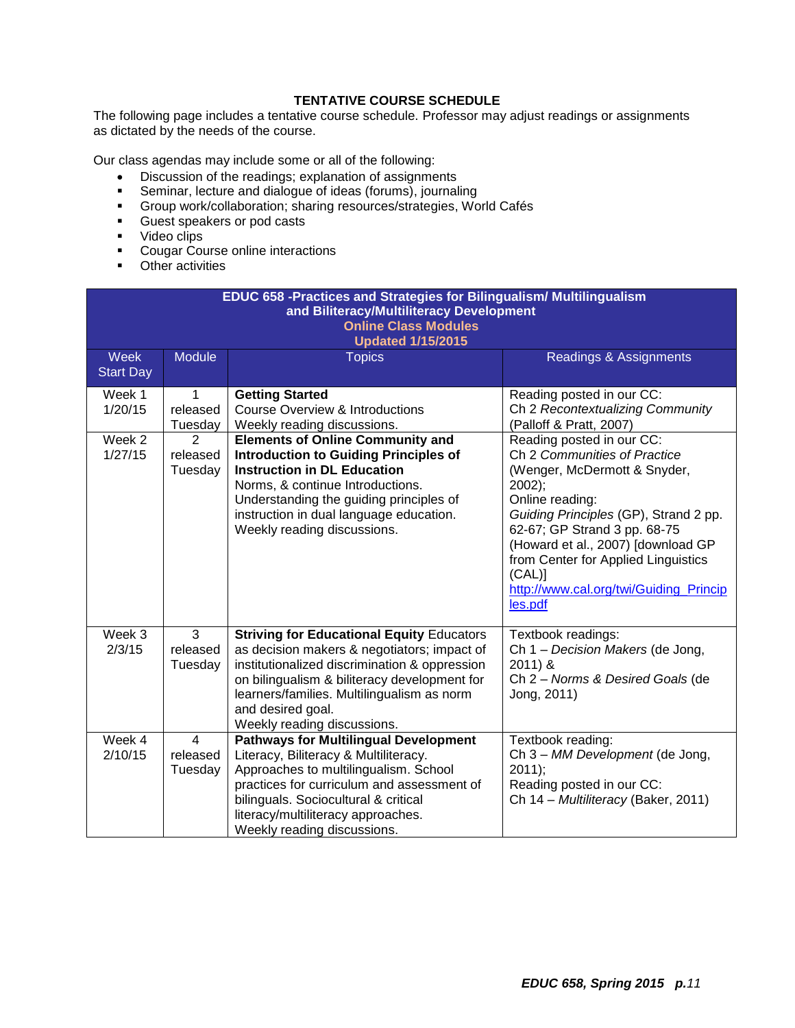**TENTATIVE COURSE SCHEDULE**

The following page includes a tentative course schedule. Professor may adjust readings or assignments as dictated by the needs of the course.

Our class agendas may include some or all of the following:

- Discussion of the readings; explanation of assignments
- Seminar, lecture and dialogue of ideas (forums), journaling
- Group work/collaboration; sharing resources/strategies, World Cafés
- Guest speakers or pod casts
- Video clips
- Cougar Course online interactions
- Other activities

**EDUC 658 -Practices and Strategies for Bilingualism/ Multilingualism and Biliteracy/Multiliteracy Development**
**Online Class Modules**
**Updated 1/15/2015**

| Week Start Day | Module | Topics | Readings & Assignments |
|---|---|---|---|
| Week 1 1/20/15 | 1 released Tuesday | **Getting Started** Course Overview & Introductions Weekly reading discussions. | Reading posted in our CC: Ch 2 *Recontextualizing Community* (Palloff & Pratt, 2007) |
| Week 2 1/27/15 | 2 released Tuesday | **Elements of Online Community and Introduction to Guiding Principles of Instruction in DL Education** Norms, & continue Introductions. Understanding the guiding principles of instruction in dual language education. Weekly reading discussions. | Reading posted in our CC: Ch 2 *Communities of Practice* (Wenger, McDermott & Snyder, 2002); Online reading: *Guiding Principles* (GP), Strand 2 pp. 62-67; GP Strand 3 pp. 68-75 (Howard et al., 2007) [download GP from Center for Applied Linguistics (CAL)] http://www.cal.org/twi/Guiding_Principles.pdf |
| Week 3 2/3/15 | 3 released Tuesday | **Striving for Educational Equity** Educators as decision makers & negotiators; impact of institutionalized discrimination & oppression on bilingualism & biliteracy development for learners/families. Multilingualism as norm and desired goal. Weekly reading discussions. | Textbook readings: Ch 1 – *Decision Makers* (de Jong, 2011) & Ch 2 – *Norms & Desired Goals* (de Jong, 2011) |
| Week 4 2/10/15 | 4 released Tuesday | **Pathways for Multilingual Development** Literacy, Biliteracy & Multiliteracy. Approaches to multilingualism. School practices for curriculum and assessment of bilinguals. Sociocultural & critical literacy/multiliteracy approaches. Weekly reading discussions. | Textbook reading: Ch 3 – *MM Development* (de Jong, 2011); Reading posted in our CC: Ch 14 – *Multiliteracy* (Baker, 2011) |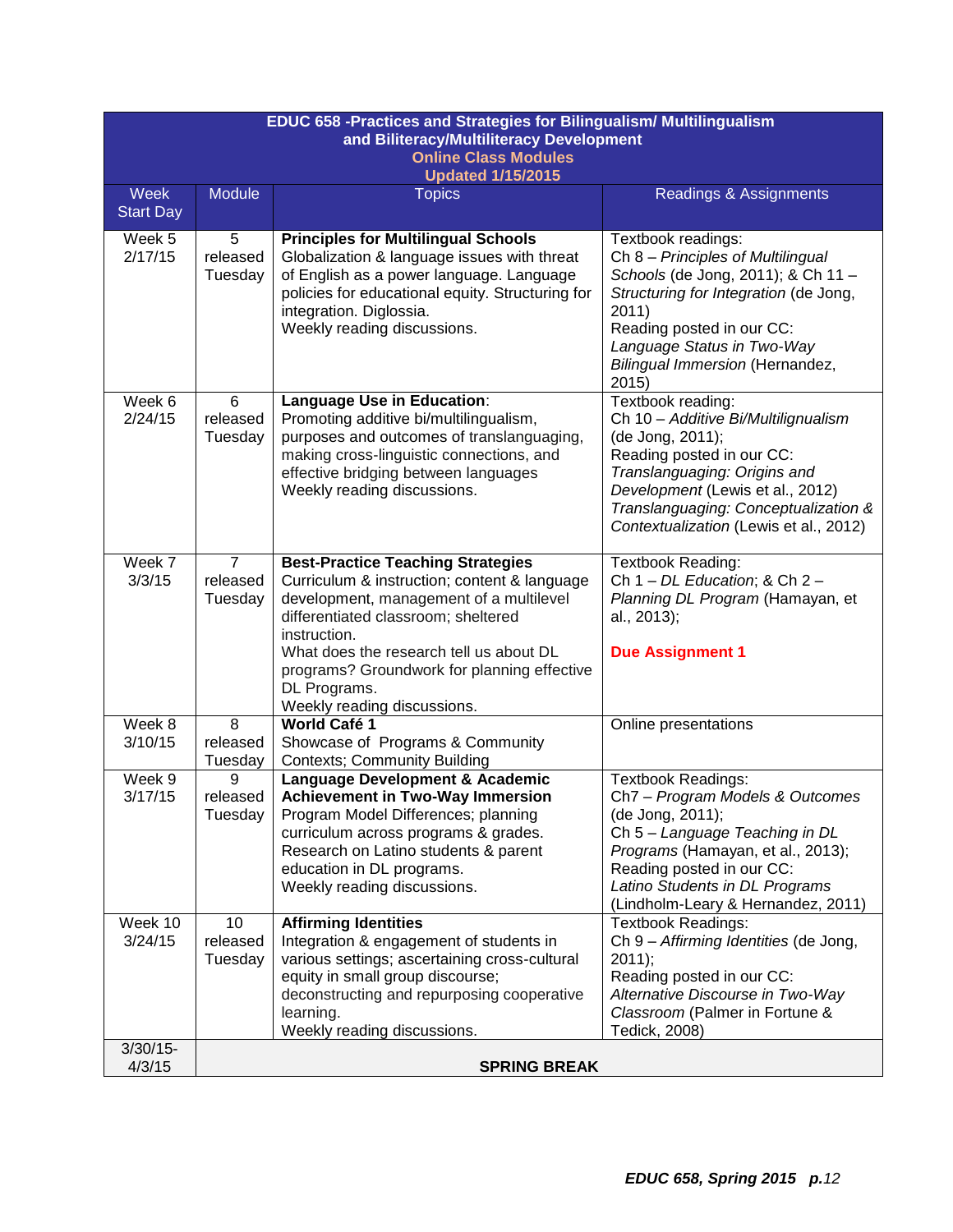| EDUC 658 -Practices and Strategies for Bilingualism/ Multilingualism and Biliteracy/Multiliteracy Development<br>Online Class Modules<br>Updated 1/15/2015 | | | |
|---|---|---|---|
| Week Start Day | Module | Topics | Readings & Assignments |
| Week 5<br>2/17/15 | 5<br>released Tuesday | **Principles for Multilingual Schools**<br>Globalization & language issues with threat of English as a power language. Language policies for educational equity. Structuring for integration. Diglossia.<br>Weekly reading discussions. | Textbook readings:<br>Ch 8 – *Principles of Multilingual Schools* (de Jong, 2011); & Ch 11 – *Structuring for Integration* (de Jong, 2011)<br>Reading posted in our CC:<br>*Language Status in Two-Way Bilingual Immersion* (Hernandez, 2015) |
| Week 6<br>2/24/15 | 6<br>released Tuesday | **Language Use in Education**:<br>Promoting additive bi/multilingualism, purposes and outcomes of translanguaging, making cross-linguistic connections, and effective bridging between languages<br>Weekly reading discussions. | Textbook reading:<br>Ch 10 – *Additive Bi/Multilignualism* (de Jong, 2011);<br>Reading posted in our CC:<br>*Translanguaging: Origins and Development* (Lewis et al., 2012)<br>*Translanguaging: Conceptualization & Contextualization* (Lewis et al., 2012) |
| Week 7<br>3/3/15 | 7<br>released Tuesday | **Best-Practice Teaching Strategies**<br>Curriculum & instruction; content & language development, management of a multilevel differentiated classroom; sheltered instruction.<br>What does the research tell us about DL programs? Groundwork for planning effective DL Programs.<br>Weekly reading discussions. | Textbook Reading:<br>Ch 1 – *DL Education*; & Ch 2 – *Planning DL Program* (Hamayan, et al., 2013);<br><br>**Due Assignment 1** |
| Week 8<br>3/10/15 | 8<br>released Tuesday | **World Café 1**<br>Showcase of Programs & Community Contexts; Community Building | Online presentations |
| Week 9<br>3/17/15 | 9<br>released Tuesday | **Language Development & Academic Achievement in Two-Way Immersion**<br>Program Model Differences; planning curriculum across programs & grades.<br>Research on Latino students & parent education in DL programs.<br>Weekly reading discussions. | Textbook Readings:<br>Ch7 – *Program Models & Outcomes* (de Jong, 2011);<br>Ch 5 – *Language Teaching in DL Programs* (Hamayan, et al., 2013);<br>Reading posted in our CC:<br>*Latino Students in DL Programs* (Lindholm-Leary & Hernandez, 2011) |
| Week 10<br>3/24/15 | 10<br>released Tuesday | **Affirming Identities**<br>Integration & engagement of students in various settings; ascertaining cross-cultural equity in small group discourse; deconstructing and repurposing cooperative learning.<br>Weekly reading discussions. | Textbook Readings:<br>Ch 9 – *Affirming Identities* (de Jong, 2011);<br>Reading posted in our CC:<br>*Alternative Discourse in Two-Way Classroom* (Palmer in Fortune & Tedick, 2008) |
| 3/30/15-<br>4/3/15 | **SPRING BREAK** | | |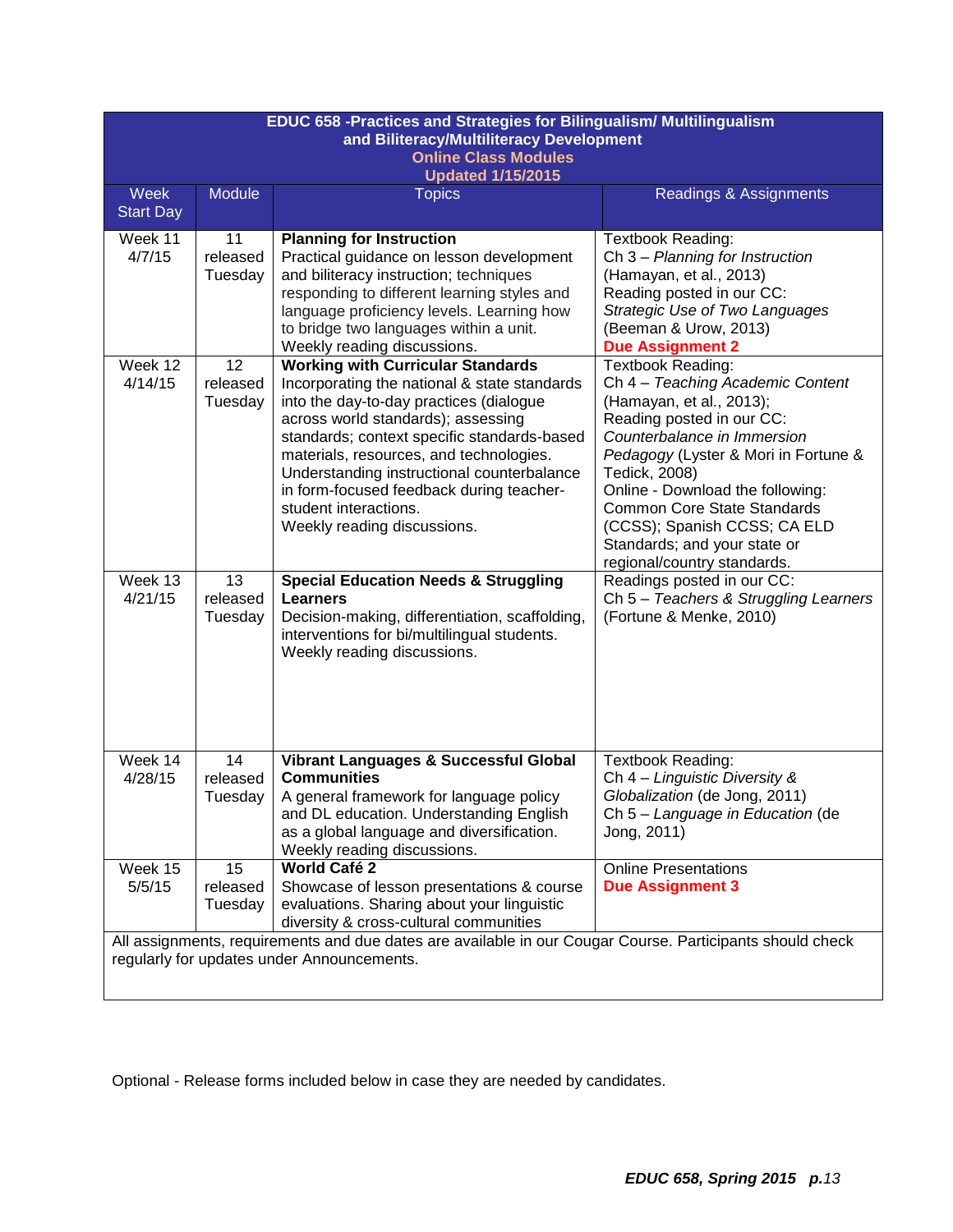| EDUC 658 -Practices and Strategies for Bilingualism/ Multilingualism and Biliteracy/Multiliteracy Development<br>Online Class Modules<br>Updated 1/15/2015 | | | |
|---|---|---|---|
| Week Start Day | Module | Topics | Readings & Assignments |
| Week 11<br>4/7/15 | 11<br>released<br>Tuesday | **Planning for Instruction**<br>Practical guidance on lesson development and biliteracy instruction; techniques responding to different learning styles and language proficiency levels. Learning how to bridge two languages within a unit.<br>Weekly reading discussions. | Textbook Reading:<br>Ch 3 – *Planning for Instruction* (Hamayan, et al., 2013)<br>Reading posted in our CC:<br>*Strategic Use of Two Languages* (Beeman & Urow, 2013)<br>**Due Assignment 2** |
| Week 12<br>4/14/15 | 12<br>released<br>Tuesday | **Working with Curricular Standards**<br>Incorporating the national & state standards into the day-to-day practices (dialogue across world standards); assessing standards; context specific standards-based materials, resources, and technologies. Understanding instructional counterbalance in form-focused feedback during teacher-student interactions.<br>Weekly reading discussions. | Textbook Reading:<br>Ch 4 – *Teaching Academic Content* (Hamayan, et al., 2013);<br>Reading posted in our CC:<br>*Counterbalance in Immersion Pedagogy* (Lyster & Mori in Fortune & Tedick, 2008)<br>Online - Download the following: Common Core State Standards (CCSS); Spanish CCSS; CA ELD Standards; and your state or regional/country standards. |
| Week 13<br>4/21/15 | 13<br>released<br>Tuesday | **Special Education Needs & Struggling Learners**<br>Decision-making, differentiation, scaffolding, interventions for bi/multilingual students.<br>Weekly reading discussions. | Readings posted in our CC:<br>Ch 5 – *Teachers & Struggling Learners* (Fortune & Menke, 2010) |
| Week 14<br>4/28/15 | 14<br>released<br>Tuesday | **Vibrant Languages & Successful Global Communities**<br>A general framework for language policy and DL education. Understanding English as a global language and diversification.<br>Weekly reading discussions. | Textbook Reading:<br>Ch 4 – *Linguistic Diversity & Globalization* (de Jong, 2011)<br>Ch 5 – *Language in Education* (de Jong, 2011) |
| Week 15<br>5/5/15 | 15<br>released<br>Tuesday | **World Café 2**<br>Showcase of lesson presentations & course evaluations. Sharing about your linguistic diversity & cross-cultural communities | Online Presentations<br>**Due Assignment 3** |
| All assignments, requirements and due dates are available in our Cougar Course. Participants should check regularly for updates under Announcements. | | | |

Optional - Release forms included below in case they are needed by candidates.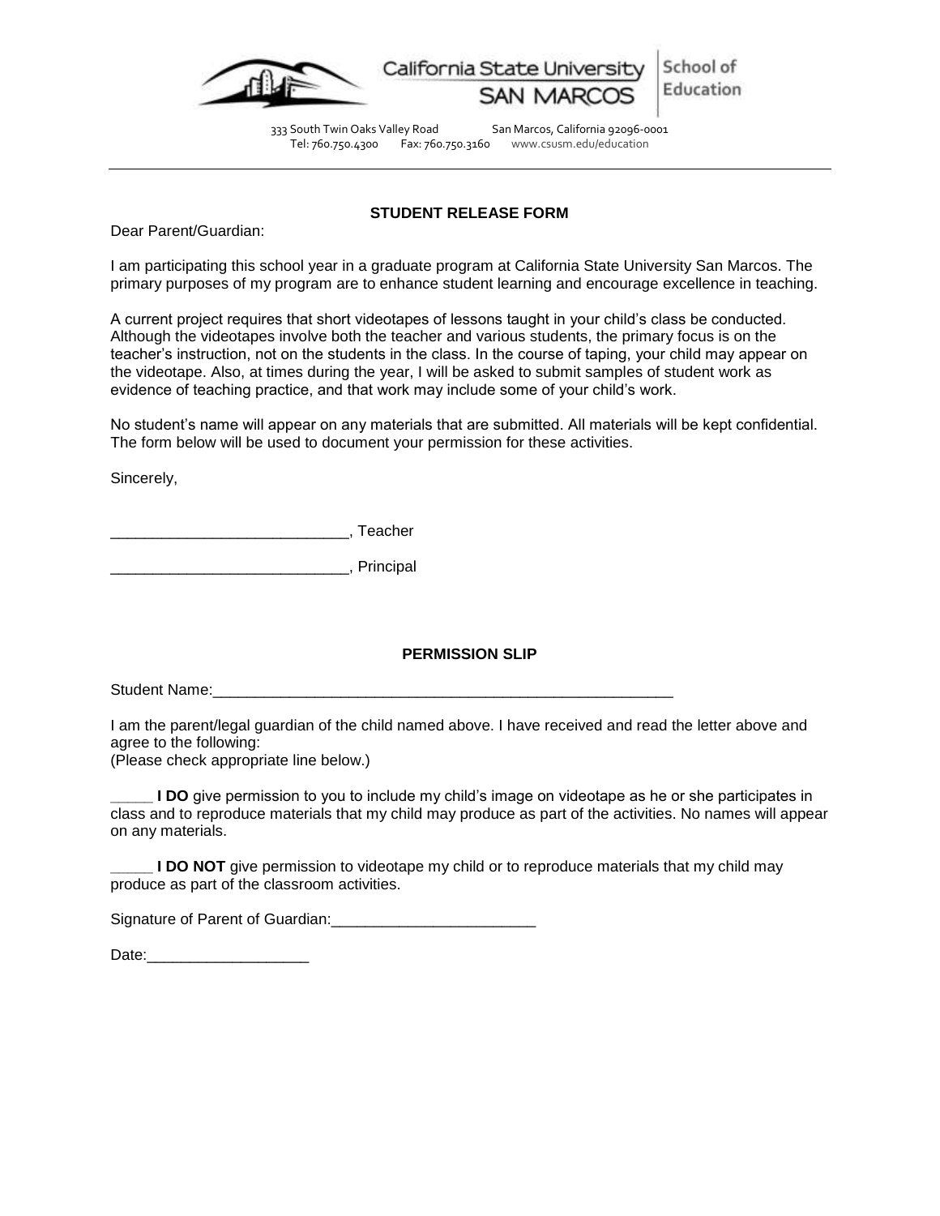California State University SAN MARCOS | School of Education

333 South Twin Oaks Valley Road San Marcos, California 92096-0001
Tel: 760.750.4300 Fax: 760.750.3160 www.csusm.edu/education

---

**STUDENT RELEASE FORM**

Dear Parent/Guardian:

I am participating this school year in a graduate program at California State University San Marcos. The primary purposes of my program are to enhance student learning and encourage excellence in teaching.

A current project requires that short videotapes of lessons taught in your child's class be conducted. Although the videotapes involve both the teacher and various students, the primary focus is on the teacher's instruction, not on the students in the class. In the course of taping, your child may appear on the videotape. Also, at times during the year, I will be asked to submit samples of student work as evidence of teaching practice, and that work may include some of your child's work.

No student's name will appear on any materials that are submitted. All materials will be kept confidential. The form below will be used to document your permission for these activities.

Sincerely,

____________________________, Teacher

____________________________, Principal

**PERMISSION SLIP**

Student Name:_________________________________________________________

I am the parent/legal guardian of the child named above. I have received and read the letter above and agree to the following:
(Please check appropriate line below.)

_____ **I DO** give permission to you to include my child's image on videotape as he or she participates in class and to reproduce materials that my child may produce as part of the activities. No names will appear on any materials.

_____ **I DO NOT** give permission to videotape my child or to reproduce materials that my child may produce as part of the classroom activities.

Signature of Parent of Guardian:________________________

Date:__________________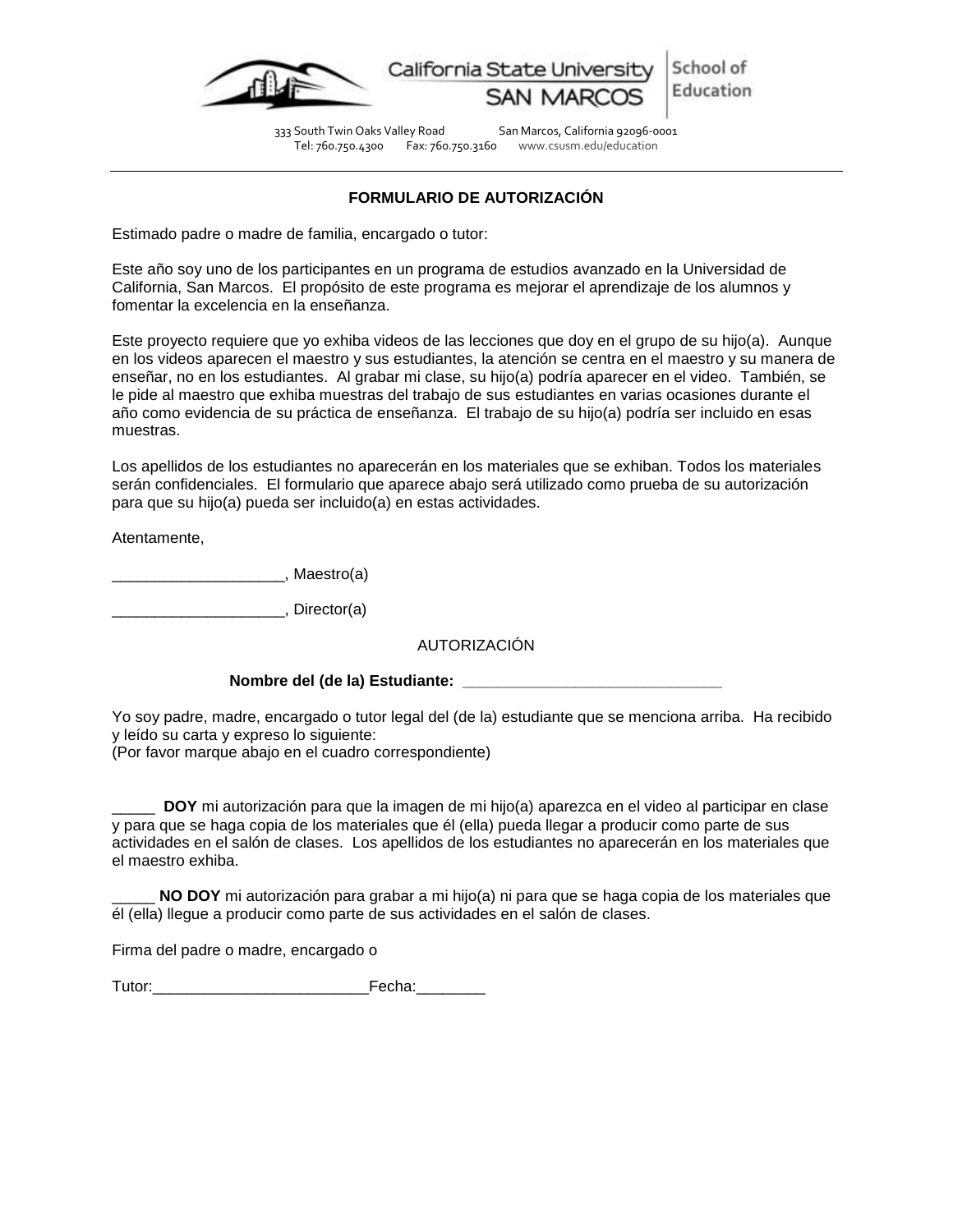California State University SAN MARCOS | School of Education

333 South Twin Oaks Valley Road San Marcos, California 92096-0001
Tel: 760.750.4300 Fax: 760.750.3160 www.csusm.edu/education

---

## FORMULARIO DE AUTORIZACIÓN

Estimado padre o madre de familia, encargado o tutor:

Este año soy uno de los participantes en un programa de estudios avanzado en la Universidad de California, San Marcos. El propósito de este programa es mejorar el aprendizaje de los alumnos y fomentar la excelencia en la enseñanza.

Este proyecto requiere que yo exhiba videos de las lecciones que doy en el grupo de su hijo(a). Aunque en los videos aparecen el maestro y sus estudiantes, la atención se centra en el maestro y su manera de enseñar, no en los estudiantes. Al grabar mi clase, su hijo(a) podría aparecer en el video. También, se le pide al maestro que exhiba muestras del trabajo de sus estudiantes en varias ocasiones durante el año como evidencia de su práctica de enseñanza. El trabajo de su hijo(a) podría ser incluido en esas muestras.

Los apellidos de los estudiantes no aparecerán en los materiales que se exhiban. Todos los materiales serán confidenciales. El formulario que aparece abajo será utilizado como prueba de su autorización para que su hijo(a) pueda ser incluido(a) en estas actividades.

Atentamente,

____________________, Maestro(a)

____________________, Director(a)

AUTORIZACIÓN

**Nombre del (de la) Estudiante: ______________________________**

Yo soy padre, madre, encargado o tutor legal del (de la) estudiante que se menciona arriba. Ha recibido y leído su carta y expreso lo siguiente:
(Por favor marque abajo en el cuadro correspondiente)

_____ **DOY** mi autorización para que la imagen de mi hijo(a) aparezca en el video al participar en clase y para que se haga copia de los materiales que él (ella) pueda llegar a producir como parte de sus actividades en el salón de clases. Los apellidos de los estudiantes no aparecerán en los materiales que el maestro exhiba.

_____ **NO DOY** mi autorización para grabar a mi hijo(a) ni para que se haga copia de los materiales que él (ella) llegue a producir como parte de sus actividades en el salón de clases.

Firma del padre o madre, encargado o

Tutor:_________________________Fecha:________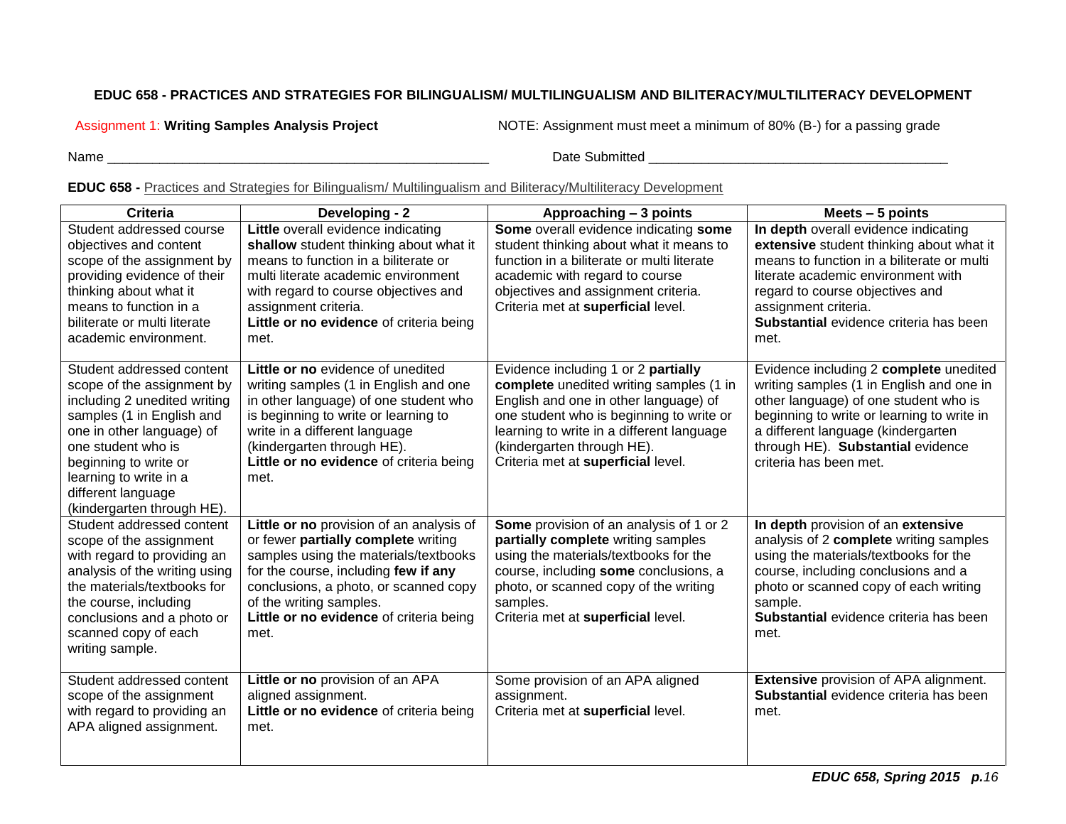**EDUC 658 - PRACTICES AND STRATEGIES FOR BILINGUALISM/ MULTILINGUALISM AND BILITERACY/MULTILITERACY DEVELOPMENT**

Assignment 1: **Writing Samples Analysis Project** NOTE: Assignment must meet a minimum of 80% (B-) for a passing grade

Name ___________________________________________________ Date Submitted ________________________________________

**EDUC 658 -** Practices and Strategies for Bilingualism/ Multilingualism and Biliteracy/Multiliteracy Development

| Criteria | Developing - 2 | Approaching – 3 points | Meets – 5 points |
|---|---|---|---|
| Student addressed course objectives and content scope of the assignment by providing evidence of their thinking about what it means to function in a biliterate or multi literate academic environment. | **Little** overall evidence indicating **shallow** student thinking about what it means to function in a biliterate or multi literate academic environment with regard to course objectives and assignment criteria. **Little or no evidence** of criteria being met. | **Some** overall evidence indicating **some** student thinking about what it means to function in a biliterate or multi literate academic with regard to course objectives and assignment criteria. Criteria met at **superficial** level. | **In depth** overall evidence indicating **extensive** student thinking about what it means to function in a biliterate or multi literate academic environment with regard to course objectives and assignment criteria. **Substantial** evidence criteria has been met. |
| Student addressed content scope of the assignment by including 2 unedited writing samples (1 in English and one in other language) of one student who is beginning to write or learning to write in a different language (kindergarten through HE). | **Little or no** evidence of unedited writing samples (1 in English and one in other language) of one student who is beginning to write or learning to write in a different language (kindergarten through HE). **Little or no evidence** of criteria being met. | Evidence including 1 or 2 **partially complete** unedited writing samples (1 in English and one in other language) of one student who is beginning to write or learning to write in a different language (kindergarten through HE). Criteria met at **superficial** level. | Evidence including 2 **complete** unedited writing samples (1 in English and one in other language) of one student who is beginning to write or learning to write in a different language (kindergarten through HE). **Substantial** evidence criteria has been met. |
| Student addressed content scope of the assignment with regard to providing an analysis of the writing using the materials/textbooks for the course, including conclusions and a photo or scanned copy of each writing sample. | **Little or no** provision of an analysis of or fewer **partially complete** writing samples using the materials/textbooks for the course, including **few if any** conclusions, a photo, or scanned copy of the writing samples. **Little or no evidence** of criteria being met. | **Some** provision of an analysis of 1 or 2 **partially complete** writing samples using the materials/textbooks for the course, including **some** conclusions, a photo, or scanned copy of the writing samples. Criteria met at **superficial** level. | **In depth** provision of an **extensive** analysis of 2 **complete** writing samples using the materials/textbooks for the course, including conclusions and a photo or scanned copy of each writing sample. **Substantial** evidence criteria has been met. |
| Student addressed content scope of the assignment with regard to providing an APA aligned assignment. | **Little or no** provision of an APA aligned assignment. **Little or no evidence** of criteria being met. | Some provision of an APA aligned assignment. Criteria met at **superficial** level. | **Extensive** provision of APA alignment. **Substantial** evidence criteria has been met. |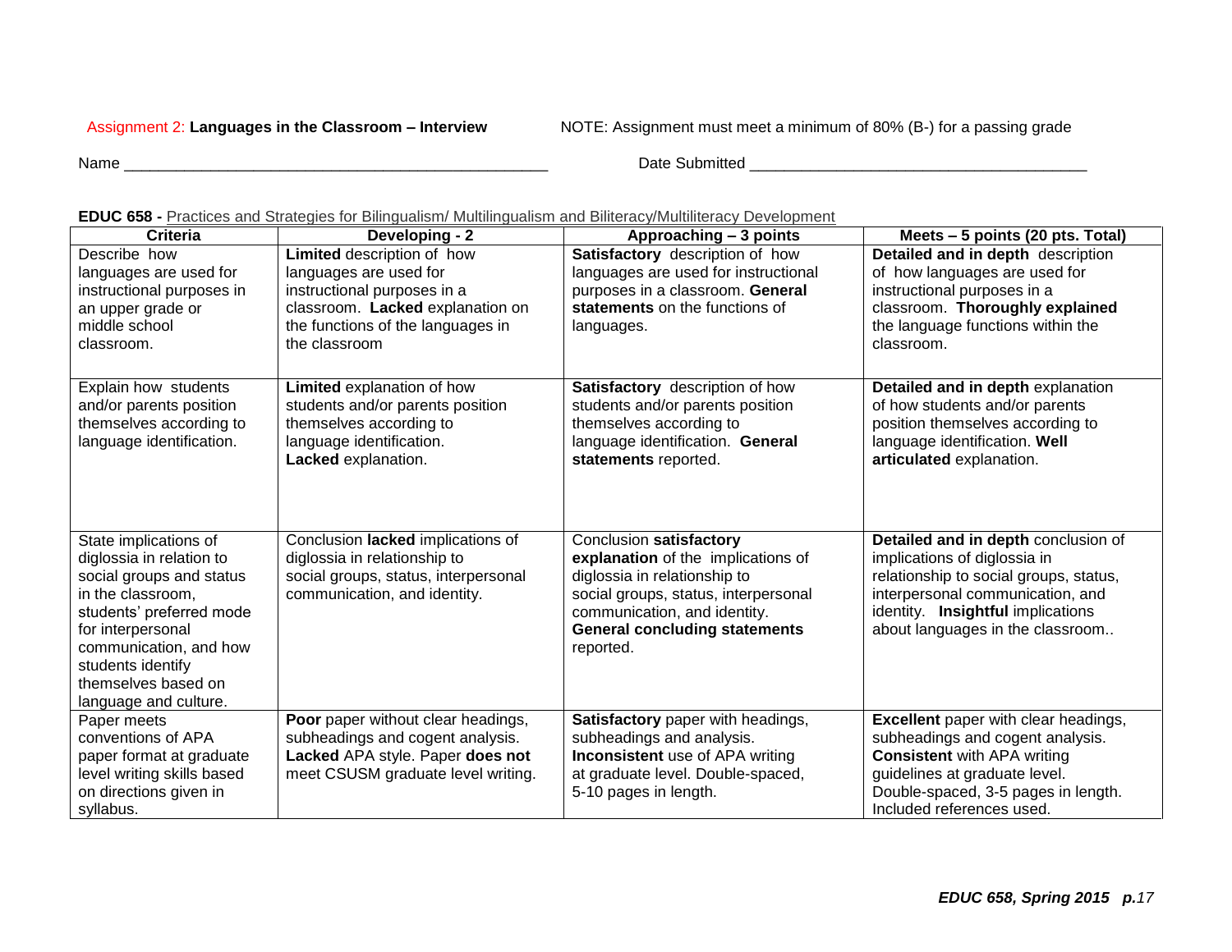Assignment 2: **Languages in the Classroom – Interview** NOTE: Assignment must meet a minimum of 80% (B-) for a passing grade

Name ______________________________________________ Date Submitted ____________________________________

**EDUC 658 -** Practices and Strategies for Bilingualism/ Multilingualism and Biliteracy/Multiliteracy Development

| Criteria | Developing - 2 | Approaching – 3 points | Meets – 5 points (20 pts. Total) |
|---|---|---|---|
| Describe how languages are used for instructional purposes in an upper grade or middle school classroom. | **Limited** description of how languages are used for instructional purposes in a classroom. **Lacked** explanation on the functions of the languages in the classroom | **Satisfactory** description of how languages are used for instructional purposes in a classroom. **General statements** on the functions of languages. | **Detailed and in depth** description of how languages are used for instructional purposes in a classroom. **Thoroughly explained** the language functions within the classroom. |
| Explain how students and/or parents position themselves according to language identification. | **Limited** explanation of how students and/or parents position themselves according to language identification. **Lacked** explanation. | **Satisfactory** description of how students and/or parents position themselves according to language identification. **General statements** reported. | **Detailed and in depth** explanation of how students and/or parents position themselves according to language identification. **Well articulated** explanation. |
| State implications of diglossia in relation to social groups and status in the classroom, students' preferred mode for interpersonal communication, and how students identify themselves based on language and culture. | Conclusion **lacked** implications of diglossia in relationship to social groups, status, interpersonal communication, and identity. | Conclusion **satisfactory explanation** of the implications of diglossia in relationship to social groups, status, interpersonal communication, and identity. **General concluding statements** reported. | **Detailed and in depth** conclusion of implications of diglossia in relationship to social groups, status, interpersonal communication, and identity. **Insightful** implications about languages in the classroom.. |
| Paper meets conventions of APA paper format at graduate level writing skills based on directions given in syllabus. | **Poor** paper without clear headings, subheadings and cogent analysis. **Lacked** APA style. Paper **does not** meet CSUSM graduate level writing. | **Satisfactory** paper with headings, subheadings and analysis. **Inconsistent** use of APA writing at graduate level. Double-spaced, 5-10 pages in length. | **Excellent** paper with clear headings, subheadings and cogent analysis. **Consistent** with APA writing guidelines at graduate level. Double-spaced, 3-5 pages in length. Included references used. |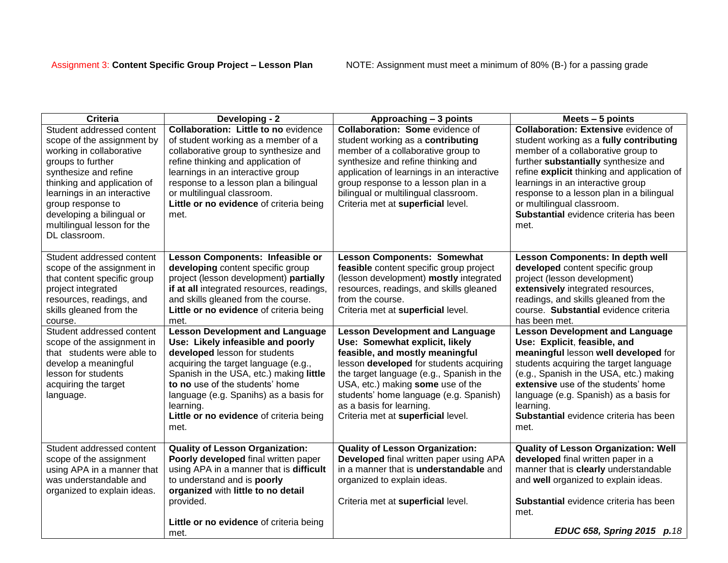Assignment 3: **Content Specific Group Project – Lesson Plan** NOTE: Assignment must meet a minimum of 80% (B-) for a passing grade

| Criteria | Developing - 2 | Approaching – 3 points | Meets – 5 points |
|---|---|---|---|
| Student addressed content scope of the assignment by working in collaborative groups to further synthesize and refine thinking and application of learnings in an interactive group response to developing a bilingual or multilingual lesson for the DL classroom. | **Collaboration: Little to no** evidence of student working as a member of a collaborative group to synthesize and refine thinking and application of learnings in an interactive group response to a lesson plan a bilingual or multilingual classroom. **Little or no evidence** of criteria being met. | **Collaboration: Some** evidence of student working as a **contributing** member of a collaborative group to synthesize and refine thinking and application of learnings in an interactive group response to a lesson plan in a bilingual or multilingual classroom. Criteria met at **superficial** level. | **Collaboration: Extensive** evidence of student working as a **fully contributing** member of a collaborative group to further **substantially** synthesize and refine **explicit** thinking and application of learnings in an interactive group response to a lesson plan in a bilingual or multilingual classroom. **Substantial** evidence criteria has been met. |
| Student addressed content scope of the assignment in that content specific group project integrated resources, readings, and skills gleaned from the course. | **Lesson Components: Infeasible or developing** content specific group project (lesson development) **partially if at all** integrated resources, readings, and skills gleaned from the course. **Little or no evidence** of criteria being met. | **Lesson Components: Somewhat feasible** content specific group project (lesson development) **mostly** integrated resources, readings, and skills gleaned from the course. Criteria met at **superficial** level. | **Lesson Components: In depth well developed** content specific group project (lesson development) **extensively** integrated resources, readings, and skills gleaned from the course. **Substantial** evidence criteria has been met. |
| Student addressed content scope of the assignment in that students were able to develop a meaningful lesson for students acquiring the target language. | **Lesson Development and Language Use: Likely infeasible and poorly developed** lesson for students acquiring the target language (e.g., Spanish in the USA, etc.) making **little to no** use of the students' home language (e.g. Spanihs) as a basis for learning. **Little or no evidence** of criteria being met. | **Lesson Development and Language Use: Somewhat explicit, likely feasible, and mostly meaningful** lesson **developed** for students acquiring the target language (e.g., Spanish in the USA, etc.) making **some** use of the students' home language (e.g. Spanish) as a basis for learning. Criteria met at **superficial** level. | **Lesson Development and Language Use: Explicit**, **feasible, and meaningful** lesson **well developed** for students acquiring the target language (e.g., Spanish in the USA, etc.) making **extensive** use of the students' home language (e.g. Spanish) as a basis for learning. **Substantial** evidence criteria has been met. |
| Student addressed content scope of the assignment using APA in a manner that was understandable and organized to explain ideas. | **Quality of Lesson Organization: Poorly developed** final written paper using APA in a manner that is **difficult** to understand and is **poorly organized** with **little to no detail** provided. **Little or no evidence** of criteria being met. | **Quality of Lesson Organization: Developed** final written paper using APA in a manner that is **understandable** and organized to explain ideas. Criteria met at **superficial** level. | **Quality of Lesson Organization: Well developed** final written paper in a manner that is **clearly** understandable and **well** organized to explain ideas. **Substantial** evidence criteria has been met. |